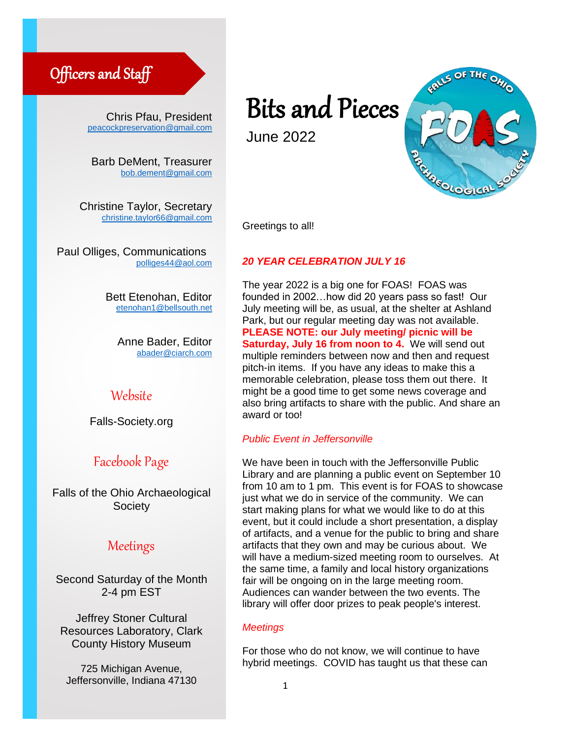# Bits and Pieces

June 2022

## Officers and Staff

Chris Pfau, President
peacockpreservation@gmail.com

Barb DeMent, Treasurer
bob.dement@gmail.com

Christine Taylor, Secretary
christine.taylor66@gmail.com

Paul Olliges, Communications
polliges44@aol.com

Bett Etenohan, Editor
etenohan1@bellsouth.net

Anne Bader, Editor
abader@ciarch.com

## Website

Falls-Society.org

## Facebook Page

Falls of the Ohio Archaeological Society

## Meetings

Second Saturday of the Month
2-4 pm EST

Jeffrey Stoner Cultural Resources Laboratory, Clark County History Museum

725 Michigan Avenue, Jeffersonville, Indiana 47130

---

Greetings to all!

### *20 YEAR CELEBRATION JULY 16*

The year 2022 is a big one for FOAS! FOAS was founded in 2002…how did 20 years pass so fast! Our July meeting will be, as usual, at the shelter at Ashland Park, but our regular meeting day was not available. **PLEASE NOTE: our July meeting/ picnic will be Saturday, July 16 from noon to 4.** We will send out multiple reminders between now and then and request pitch-in items. If you have any ideas to make this a memorable celebration, please toss them out there. It might be a good time to get some news coverage and also bring artifacts to share with the public. And share an award or too!

### *Public Event in Jeffersonville*

We have been in touch with the Jeffersonville Public Library and are planning a public event on September 10 from 10 am to 1 pm. This event is for FOAS to showcase just what we do in service of the community. We can start making plans for what we would like to do at this event, but it could include a short presentation, a display of artifacts, and a venue for the public to bring and share artifacts that they own and may be curious about. We will have a medium-sized meeting room to ourselves. At the same time, a family and local history organizations fair will be ongoing on in the large meeting room. Audiences can wander between the two events. The library will offer door prizes to peak people's interest.

### *Meetings*

For those who do not know, we will continue to have hybrid meetings. COVID has taught us that these can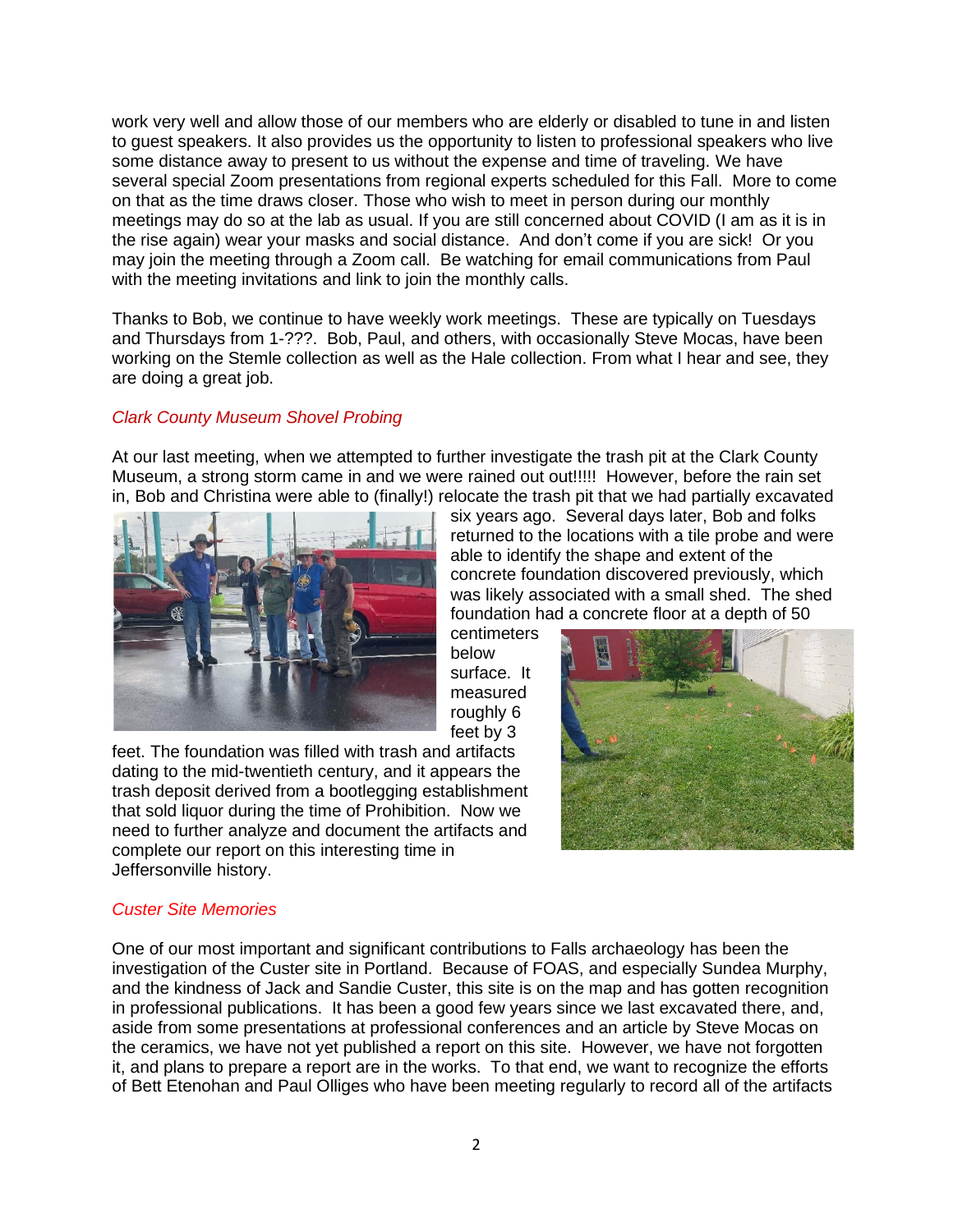work very well and allow those of our members who are elderly or disabled to tune in and listen to guest speakers. It also provides us the opportunity to listen to professional speakers who live some distance away to present to us without the expense and time of traveling. We have several special Zoom presentations from regional experts scheduled for this Fall. More to come on that as the time draws closer. Those who wish to meet in person during our monthly meetings may do so at the lab as usual. If you are still concerned about COVID (I am as it is in the rise again) wear your masks and social distance. And don't come if you are sick! Or you may join the meeting through a Zoom call. Be watching for email communications from Paul with the meeting invitations and link to join the monthly calls.

Thanks to Bob, we continue to have weekly work meetings. These are typically on Tuesdays and Thursdays from 1-???. Bob, Paul, and others, with occasionally Steve Mocas, have been working on the Stemle collection as well as the Hale collection. From what I hear and see, they are doing a great job.

*Clark County Museum Shovel Probing*

At our last meeting, when we attempted to further investigate the trash pit at the Clark County Museum, a strong storm came in and we were rained out out!!!!! However, before the rain set in, Bob and Christina were able to (finally!) relocate the trash pit that we had partially excavated six years ago. Several days later, Bob and folks returned to the locations with a tile probe and were able to identify the shape and extent of the concrete foundation discovered previously, which was likely associated with a small shed. The shed foundation had a concrete floor at a depth of 50 centimeters below surface. It measured roughly 6 feet by 3 feet. The foundation was filled with trash and artifacts dating to the mid-twentieth century, and it appears the trash deposit derived from a bootlegging establishment that sold liquor during the time of Prohibition. Now we need to further analyze and document the artifacts and complete our report on this interesting time in Jeffersonville history.

*Custer Site Memories*

One of our most important and significant contributions to Falls archaeology has been the investigation of the Custer site in Portland. Because of FOAS, and especially Sundea Murphy, and the kindness of Jack and Sandie Custer, this site is on the map and has gotten recognition in professional publications. It has been a good few years since we last excavated there, and, aside from some presentations at professional conferences and an article by Steve Mocas on the ceramics, we have not yet published a report on this site. However, we have not forgotten it, and plans to prepare a report are in the works. To that end, we want to recognize the efforts of Bett Etenohan and Paul Olliges who have been meeting regularly to record all of the artifacts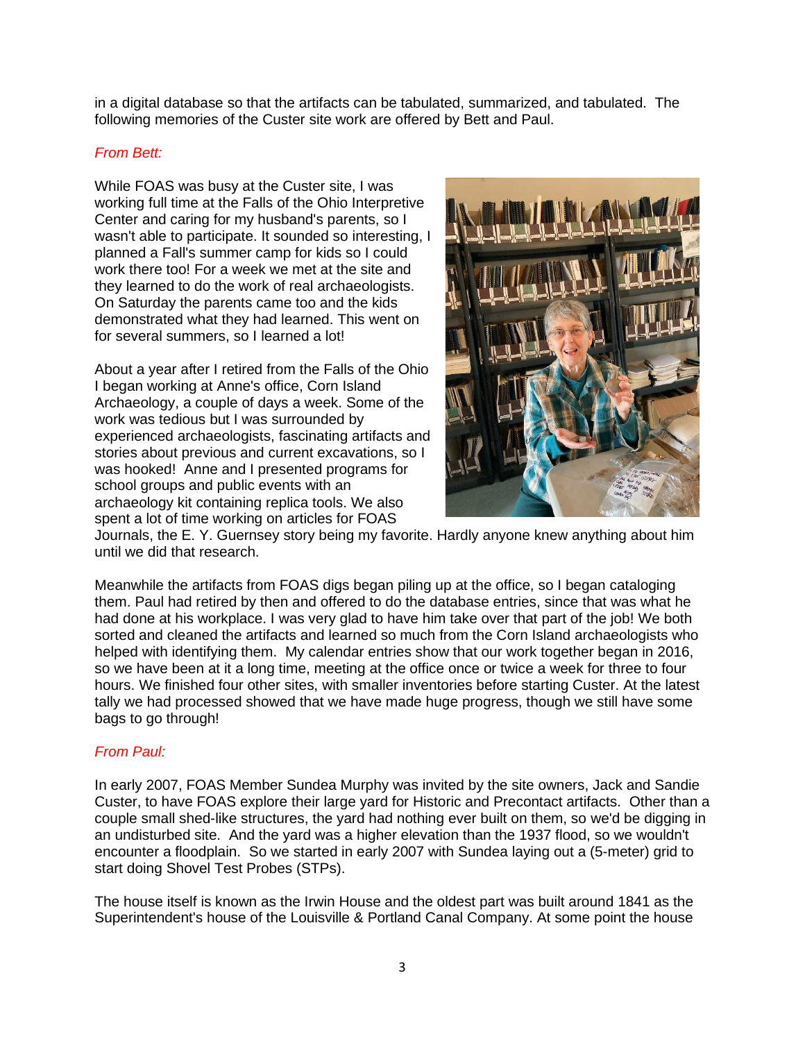in a digital database so that the artifacts can be tabulated, summarized, and tabulated. The following memories of the Custer site work are offered by Bett and Paul.

*From Bett:*

While FOAS was busy at the Custer site, I was working full time at the Falls of the Ohio Interpretive Center and caring for my husband's parents, so I wasn't able to participate. It sounded so interesting, I planned a Fall's summer camp for kids so I could work there too! For a week we met at the site and they learned to do the work of real archaeologists. On Saturday the parents came too and the kids demonstrated what they had learned. This went on for several summers, so I learned a lot!

About a year after I retired from the Falls of the Ohio I began working at Anne's office, Corn Island Archaeology, a couple of days a week. Some of the work was tedious but I was surrounded by experienced archaeologists, fascinating artifacts and stories about previous and current excavations, so I was hooked! Anne and I presented programs for school groups and public events with an archaeology kit containing replica tools. We also spent a lot of time working on articles for FOAS Journals, the E. Y. Guernsey story being my favorite. Hardly anyone knew anything about him until we did that research.

Meanwhile the artifacts from FOAS digs began piling up at the office, so I began cataloging them. Paul had retired by then and offered to do the database entries, since that was what he had done at his workplace. I was very glad to have him take over that part of the job! We both sorted and cleaned the artifacts and learned so much from the Corn Island archaeologists who helped with identifying them. My calendar entries show that our work together began in 2016, so we have been at it a long time, meeting at the office once or twice a week for three to four hours. We finished four other sites, with smaller inventories before starting Custer. At the latest tally we had processed showed that we have made huge progress, though we still have some bags to go through!

*From Paul:*

In early 2007, FOAS Member Sundea Murphy was invited by the site owners, Jack and Sandie Custer, to have FOAS explore their large yard for Historic and Precontact artifacts. Other than a couple small shed-like structures, the yard had nothing ever built on them, so we'd be digging in an undisturbed site. And the yard was a higher elevation than the 1937 flood, so we wouldn't encounter a floodplain. So we started in early 2007 with Sundea laying out a (5-meter) grid to start doing Shovel Test Probes (STPs).

The house itself is known as the Irwin House and the oldest part was built around 1841 as the Superintendent's house of the Louisville & Portland Canal Company. At some point the house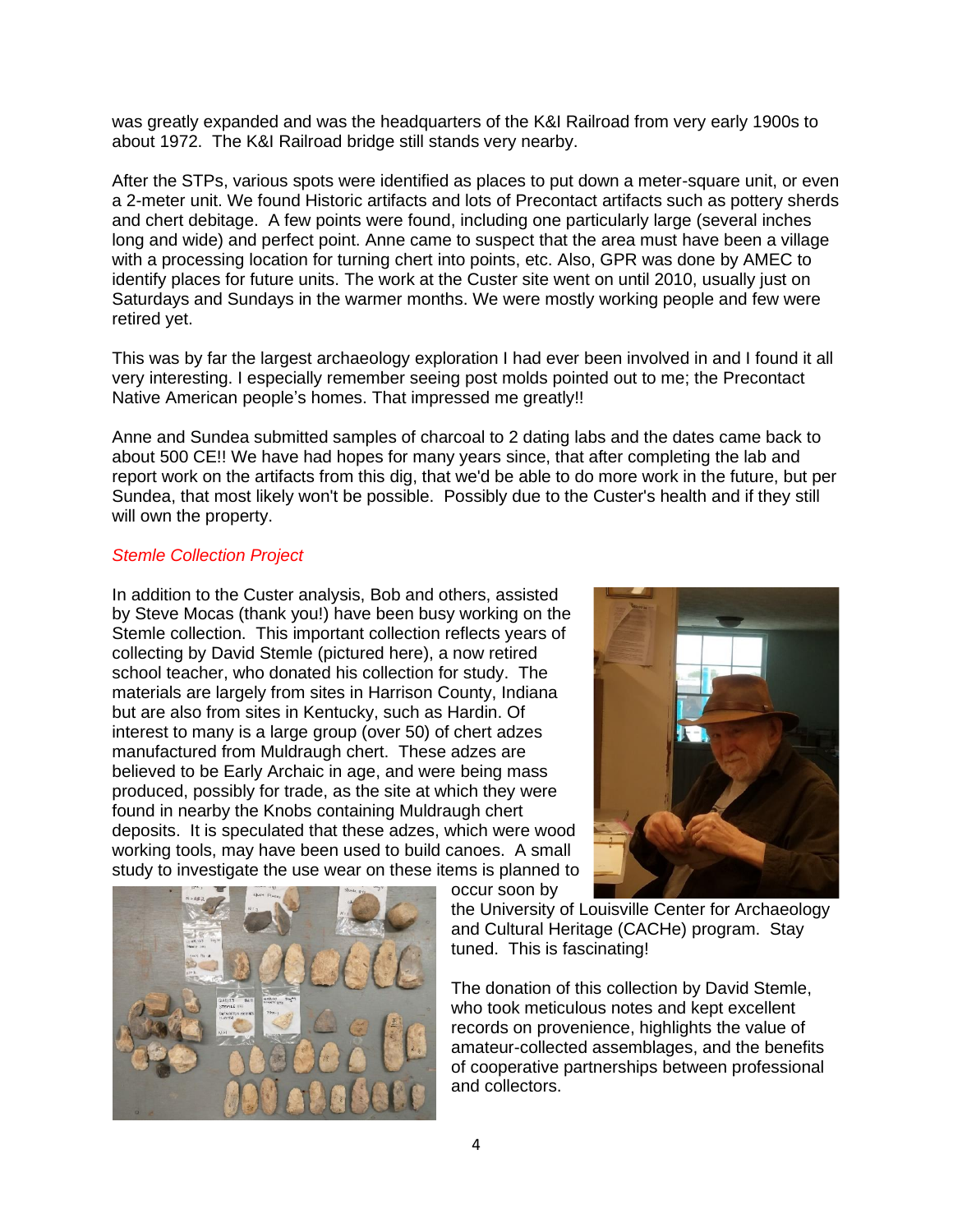was greatly expanded and was the headquarters of the K&I Railroad from very early 1900s to about 1972. The K&I Railroad bridge still stands very nearby.

After the STPs, various spots were identified as places to put down a meter-square unit, or even a 2-meter unit. We found Historic artifacts and lots of Precontact artifacts such as pottery sherds and chert debitage. A few points were found, including one particularly large (several inches long and wide) and perfect point. Anne came to suspect that the area must have been a village with a processing location for turning chert into points, etc. Also, GPR was done by AMEC to identify places for future units. The work at the Custer site went on until 2010, usually just on Saturdays and Sundays in the warmer months. We were mostly working people and few were retired yet.

This was by far the largest archaeology exploration I had ever been involved in and I found it all very interesting. I especially remember seeing post molds pointed out to me; the Precontact Native American people's homes. That impressed me greatly!!

Anne and Sundea submitted samples of charcoal to 2 dating labs and the dates came back to about 500 CE!! We have had hopes for many years since, that after completing the lab and report work on the artifacts from this dig, that we'd be able to do more work in the future, but per Sundea, that most likely won't be possible. Possibly due to the Custer's health and if they still will own the property.

*Stemle Collection Project*

In addition to the Custer analysis, Bob and others, assisted by Steve Mocas (thank you!) have been busy working on the Stemle collection. This important collection reflects years of collecting by David Stemle (pictured here), a now retired school teacher, who donated his collection for study. The materials are largely from sites in Harrison County, Indiana but are also from sites in Kentucky, such as Hardin. Of interest to many is a large group (over 50) of chert adzes manufactured from Muldraugh chert. These adzes are believed to be Early Archaic in age, and were being mass produced, possibly for trade, as the site at which they were found in nearby the Knobs containing Muldraugh chert deposits. It is speculated that these adzes, which were wood working tools, may have been used to build canoes. A small study to investigate the use wear on these items is planned to occur soon by the University of Louisville Center for Archaeology and Cultural Heritage (CACHe) program. Stay tuned. This is fascinating!

The donation of this collection by David Stemle, who took meticulous notes and kept excellent records on provenience, highlights the value of amateur-collected assemblages, and the benefits of cooperative partnerships between professional and collectors.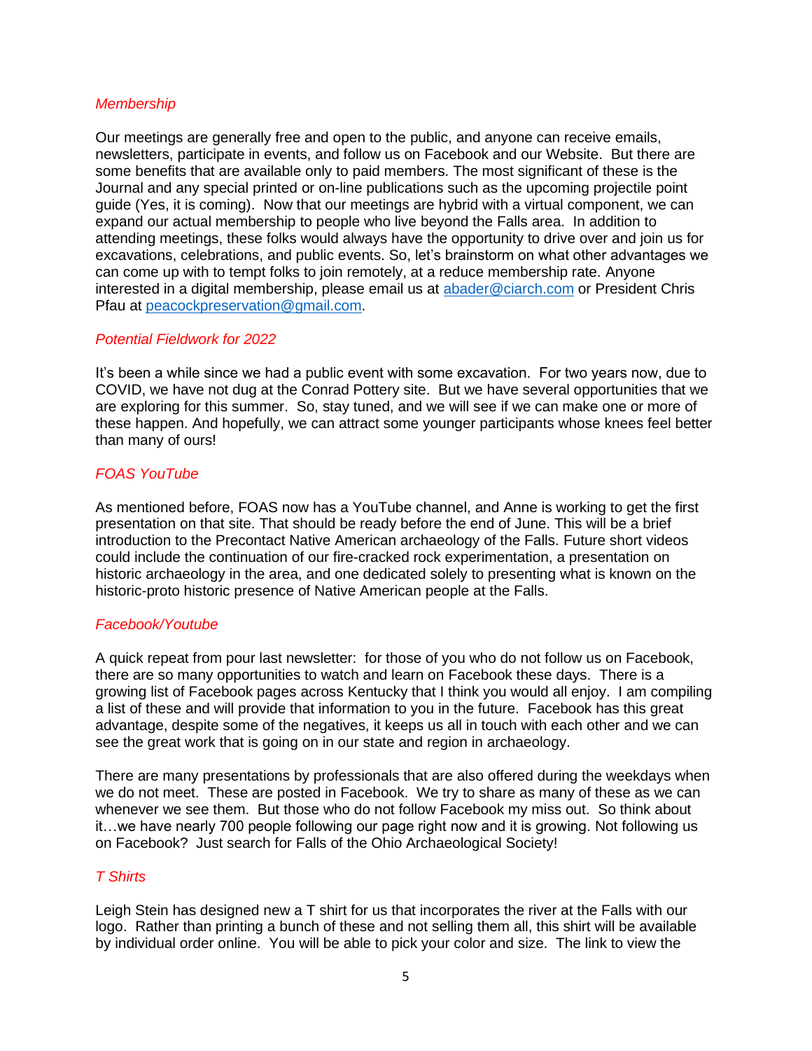*Membership*

Our meetings are generally free and open to the public, and anyone can receive emails, newsletters, participate in events, and follow us on Facebook and our Website. But there are some benefits that are available only to paid members. The most significant of these is the Journal and any special printed or on-line publications such as the upcoming projectile point guide (Yes, it is coming). Now that our meetings are hybrid with a virtual component, we can expand our actual membership to people who live beyond the Falls area. In addition to attending meetings, these folks would always have the opportunity to drive over and join us for excavations, celebrations, and public events. So, let's brainstorm on what other advantages we can come up with to tempt folks to join remotely, at a reduce membership rate. Anyone interested in a digital membership, please email us at [abader@ciarch.com](mailto:abader@ciarch.com) or President Chris Pfau at [peacockpreservation@gmail.com](mailto:peacockpreservation@gmail.com).

*Potential Fieldwork for 2022*

It's been a while since we had a public event with some excavation. For two years now, due to COVID, we have not dug at the Conrad Pottery site. But we have several opportunities that we are exploring for this summer. So, stay tuned, and we will see if we can make one or more of these happen. And hopefully, we can attract some younger participants whose knees feel better than many of ours!

*FOAS YouTube*

As mentioned before, FOAS now has a YouTube channel, and Anne is working to get the first presentation on that site. That should be ready before the end of June. This will be a brief introduction to the Precontact Native American archaeology of the Falls. Future short videos could include the continuation of our fire-cracked rock experimentation, a presentation on historic archaeology in the area, and one dedicated solely to presenting what is known on the historic-proto historic presence of Native American people at the Falls.

*Facebook/Youtube*

A quick repeat from pour last newsletter: for those of you who do not follow us on Facebook, there are so many opportunities to watch and learn on Facebook these days. There is a growing list of Facebook pages across Kentucky that I think you would all enjoy. I am compiling a list of these and will provide that information to you in the future. Facebook has this great advantage, despite some of the negatives, it keeps us all in touch with each other and we can see the great work that is going on in our state and region in archaeology.

There are many presentations by professionals that are also offered during the weekdays when we do not meet. These are posted in Facebook. We try to share as many of these as we can whenever we see them. But those who do not follow Facebook my miss out. So think about it…we have nearly 700 people following our page right now and it is growing. Not following us on Facebook? Just search for Falls of the Ohio Archaeological Society!

*T Shirts*

Leigh Stein has designed new a T shirt for us that incorporates the river at the Falls with our logo. Rather than printing a bunch of these and not selling them all, this shirt will be available by individual order online. You will be able to pick your color and size. The link to view the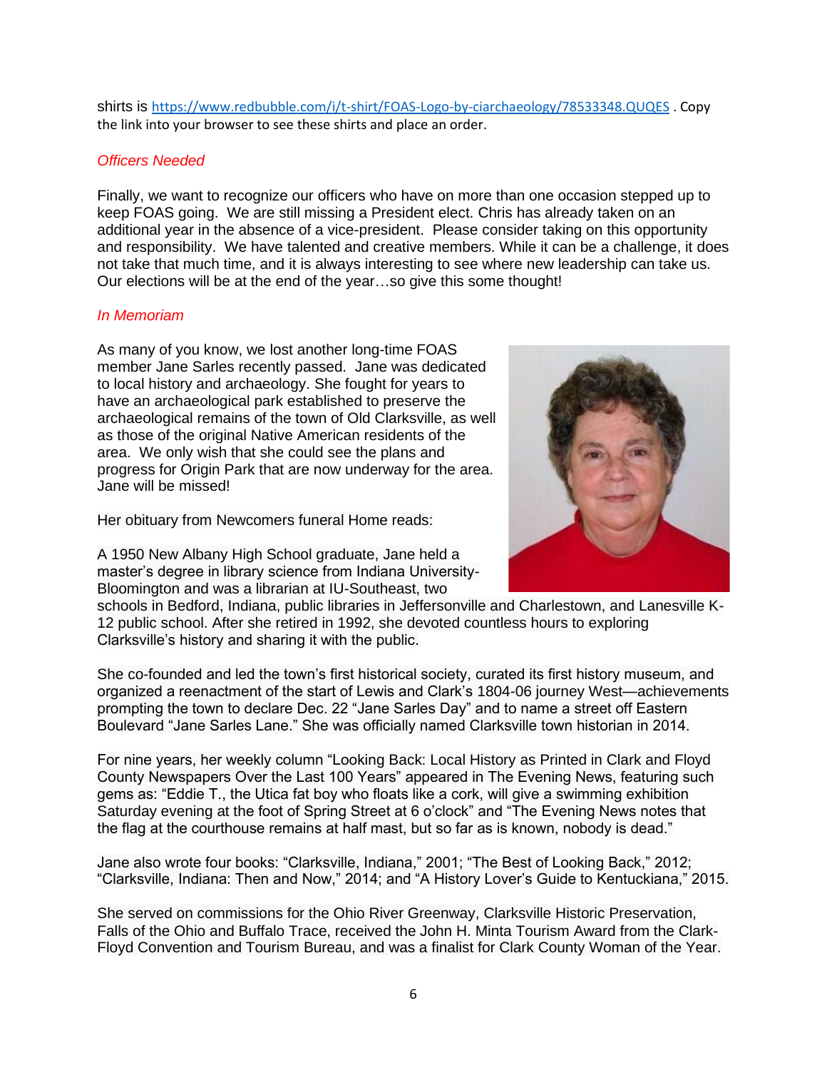shirts is https://www.redbubble.com/i/t-shirt/FOAS-Logo-by-ciarchaeology/78533348.QUQES . Copy the link into your browser to see these shirts and place an order.

*Officers Needed*

Finally, we want to recognize our officers who have on more than one occasion stepped up to keep FOAS going. We are still missing a President elect. Chris has already taken on an additional year in the absence of a vice-president. Please consider taking on this opportunity and responsibility. We have talented and creative members. While it can be a challenge, it does not take that much time, and it is always interesting to see where new leadership can take us. Our elections will be at the end of the year…so give this some thought!

*In Memoriam*

As many of you know, we lost another long-time FOAS member Jane Sarles recently passed. Jane was dedicated to local history and archaeology. She fought for years to have an archaeological park established to preserve the archaeological remains of the town of Old Clarksville, as well as those of the original Native American residents of the area. We only wish that she could see the plans and progress for Origin Park that are now underway for the area. Jane will be missed!

Her obituary from Newcomers funeral Home reads:

A 1950 New Albany High School graduate, Jane held a master's degree in library science from Indiana University-Bloomington and was a librarian at IU-Southeast, two schools in Bedford, Indiana, public libraries in Jeffersonville and Charlestown, and Lanesville K-12 public school. After she retired in 1992, she devoted countless hours to exploring Clarksville's history and sharing it with the public.

She co-founded and led the town's first historical society, curated its first history museum, and organized a reenactment of the start of Lewis and Clark's 1804-06 journey West—achievements prompting the town to declare Dec. 22 "Jane Sarles Day" and to name a street off Eastern Boulevard "Jane Sarles Lane." She was officially named Clarksville town historian in 2014.

For nine years, her weekly column "Looking Back: Local History as Printed in Clark and Floyd County Newspapers Over the Last 100 Years" appeared in The Evening News, featuring such gems as: "Eddie T., the Utica fat boy who floats like a cork, will give a swimming exhibition Saturday evening at the foot of Spring Street at 6 o'clock" and "The Evening News notes that the flag at the courthouse remains at half mast, but so far as is known, nobody is dead."

Jane also wrote four books: "Clarksville, Indiana," 2001; "The Best of Looking Back," 2012; "Clarksville, Indiana: Then and Now," 2014; and "A History Lover's Guide to Kentuckiana," 2015.

She served on commissions for the Ohio River Greenway, Clarksville Historic Preservation, Falls of the Ohio and Buffalo Trace, received the John H. Minta Tourism Award from the Clark-Floyd Convention and Tourism Bureau, and was a finalist for Clark County Woman of the Year.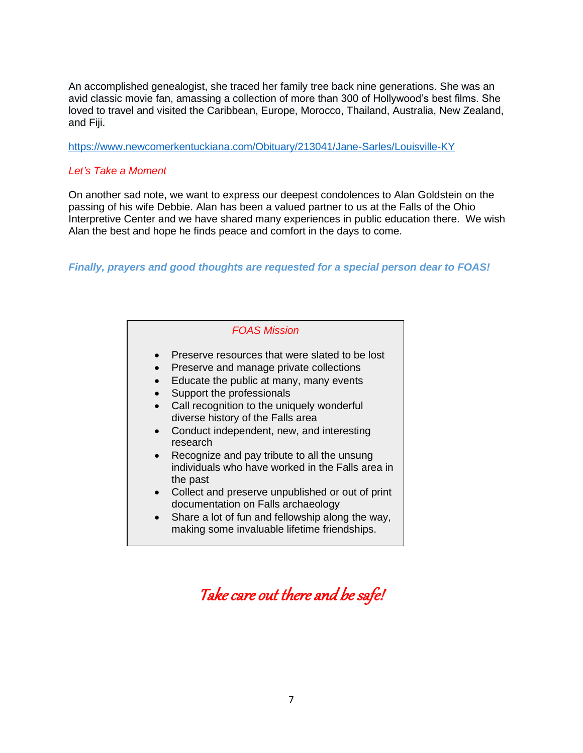An accomplished genealogist, she traced her family tree back nine generations. She was an avid classic movie fan, amassing a collection of more than 300 of Hollywood's best films. She loved to travel and visited the Caribbean, Europe, Morocco, Thailand, Australia, New Zealand, and Fiji.

https://www.newcomerkentuckiana.com/Obituary/213041/Jane-Sarles/Louisville-KY

*Let's Take a Moment*

On another sad note, we want to express our deepest condolences to Alan Goldstein on the passing of his wife Debbie. Alan has been a valued partner to us at the Falls of the Ohio Interpretive Center and we have shared many experiences in public education there. We wish Alan the best and hope he finds peace and comfort in the days to come.

***Finally, prayers and good thoughts are requested for a special person dear to FOAS!***

*FOAS Mission*

- Preserve resources that were slated to be lost
- Preserve and manage private collections
- Educate the public at many, many events
- Support the professionals
- Call recognition to the uniquely wonderful diverse history of the Falls area
- Conduct independent, new, and interesting research
- Recognize and pay tribute to all the unsung individuals who have worked in the Falls area in the past
- Collect and preserve unpublished or out of print documentation on Falls archaeology
- Share a lot of fun and fellowship along the way, making some invaluable lifetime friendships.

*Take care out there and be safe!*